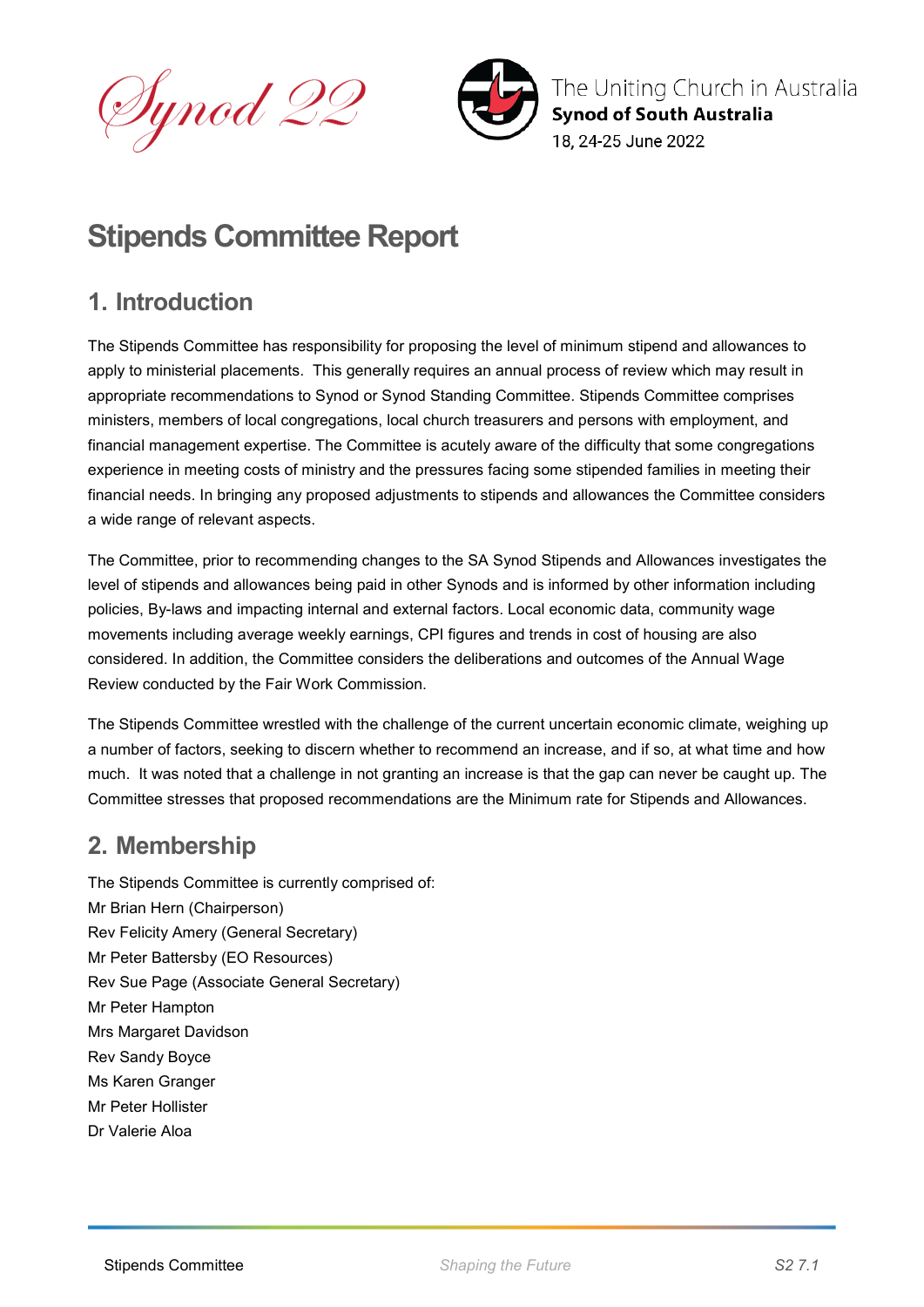Synod 22

The Uniting Church in Australia
**Synod of South Australia**
18, 24-25 June 2022

# Stipends Committee Report

## 1. Introduction

The Stipends Committee has responsibility for proposing the level of minimum stipend and allowances to apply to ministerial placements. This generally requires an annual process of review which may result in appropriate recommendations to Synod or Synod Standing Committee. Stipends Committee comprises ministers, members of local congregations, local church treasurers and persons with employment, and financial management expertise. The Committee is acutely aware of the difficulty that some congregations experience in meeting costs of ministry and the pressures facing some stipended families in meeting their financial needs. In bringing any proposed adjustments to stipends and allowances the Committee considers a wide range of relevant aspects.

The Committee, prior to recommending changes to the SA Synod Stipends and Allowances investigates the level of stipends and allowances being paid in other Synods and is informed by other information including policies, By-laws and impacting internal and external factors. Local economic data, community wage movements including average weekly earnings, CPI figures and trends in cost of housing are also considered. In addition, the Committee considers the deliberations and outcomes of the Annual Wage Review conducted by the Fair Work Commission.

The Stipends Committee wrestled with the challenge of the current uncertain economic climate, weighing up a number of factors, seeking to discern whether to recommend an increase, and if so, at what time and how much. It was noted that a challenge in not granting an increase is that the gap can never be caught up. The Committee stresses that proposed recommendations are the Minimum rate for Stipends and Allowances.

## 2. Membership

The Stipends Committee is currently comprised of:
Mr Brian Hern (Chairperson)
Rev Felicity Amery (General Secretary)
Mr Peter Battersby (EO Resources)
Rev Sue Page (Associate General Secretary)
Mr Peter Hampton
Mrs Margaret Davidson
Rev Sandy Boyce
Ms Karen Granger
Mr Peter Hollister
Dr Valerie Aloa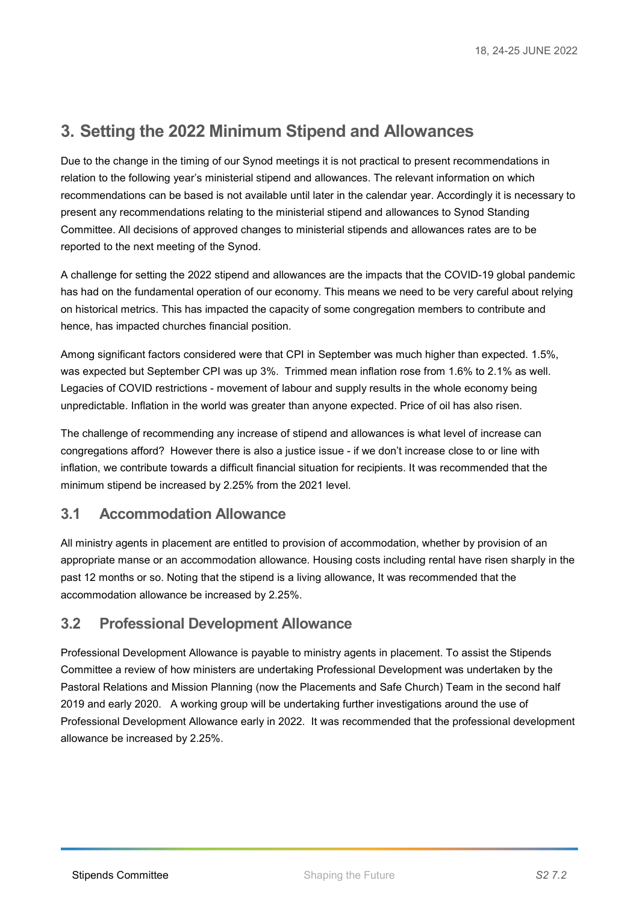# 3. Setting the 2022 Minimum Stipend and Allowances

Due to the change in the timing of our Synod meetings it is not practical to present recommendations in relation to the following year's ministerial stipend and allowances. The relevant information on which recommendations can be based is not available until later in the calendar year. Accordingly it is necessary to present any recommendations relating to the ministerial stipend and allowances to Synod Standing Committee. All decisions of approved changes to ministerial stipends and allowances rates are to be reported to the next meeting of the Synod.

A challenge for setting the 2022 stipend and allowances are the impacts that the COVID-19 global pandemic has had on the fundamental operation of our economy. This means we need to be very careful about relying on historical metrics. This has impacted the capacity of some congregation members to contribute and hence, has impacted churches financial position.

Among significant factors considered were that CPI in September was much higher than expected. 1.5%, was expected but September CPI was up 3%. Trimmed mean inflation rose from 1.6% to 2.1% as well. Legacies of COVID restrictions - movement of labour and supply results in the whole economy being unpredictable. Inflation in the world was greater than anyone expected. Price of oil has also risen.

The challenge of recommending any increase of stipend and allowances is what level of increase can congregations afford? However there is also a justice issue - if we don't increase close to or line with inflation, we contribute towards a difficult financial situation for recipients. It was recommended that the minimum stipend be increased by 2.25% from the 2021 level.

## 3.1 Accommodation Allowance

All ministry agents in placement are entitled to provision of accommodation, whether by provision of an appropriate manse or an accommodation allowance. Housing costs including rental have risen sharply in the past 12 months or so. Noting that the stipend is a living allowance, It was recommended that the accommodation allowance be increased by 2.25%.

## 3.2 Professional Development Allowance

Professional Development Allowance is payable to ministry agents in placement. To assist the Stipends Committee a review of how ministers are undertaking Professional Development was undertaken by the Pastoral Relations and Mission Planning (now the Placements and Safe Church) Team in the second half 2019 and early 2020. A working group will be undertaking further investigations around the use of Professional Development Allowance early in 2022. It was recommended that the professional development allowance be increased by 2.25%.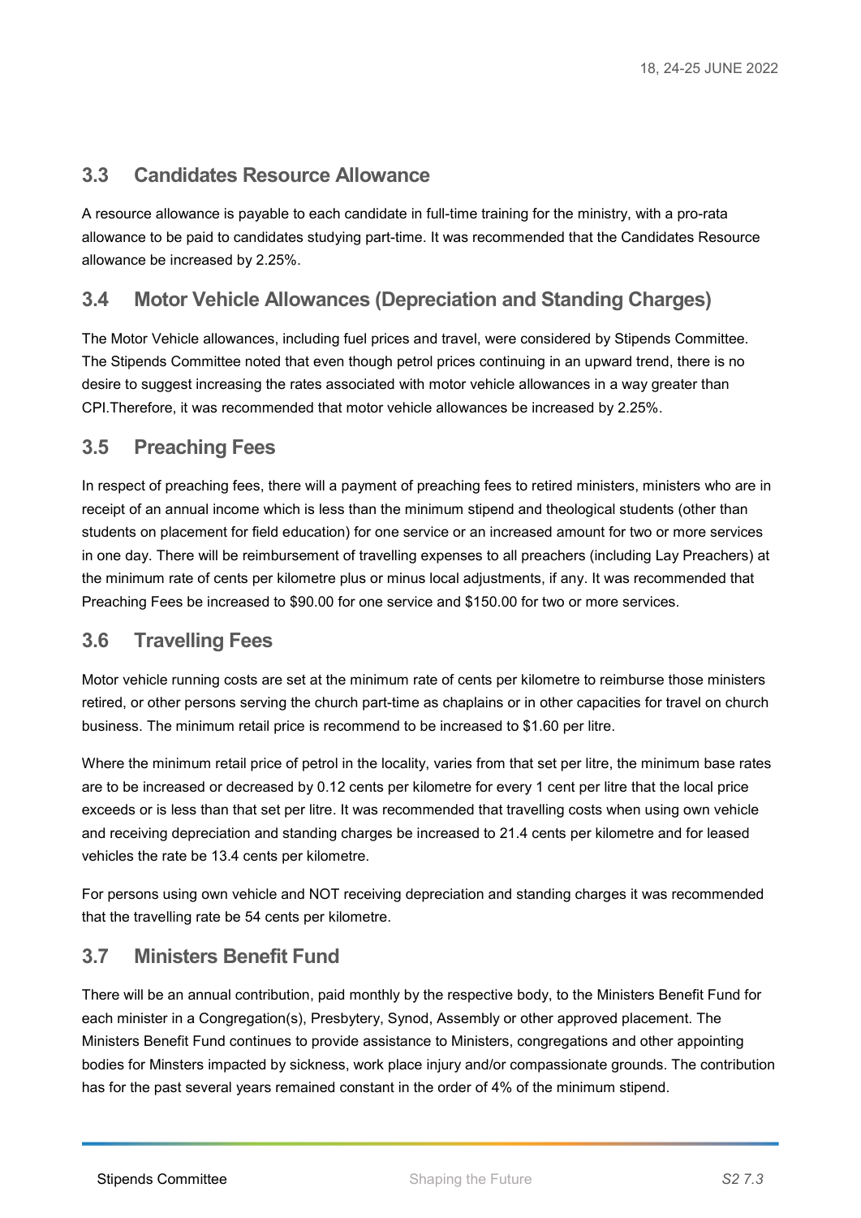## 3.3 Candidates Resource Allowance

A resource allowance is payable to each candidate in full-time training for the ministry, with a pro-rata allowance to be paid to candidates studying part-time. It was recommended that the Candidates Resource allowance be increased by 2.25%.

## 3.4 Motor Vehicle Allowances (Depreciation and Standing Charges)

The Motor Vehicle allowances, including fuel prices and travel, were considered by Stipends Committee. The Stipends Committee noted that even though petrol prices continuing in an upward trend, there is no desire to suggest increasing the rates associated with motor vehicle allowances in a way greater than CPI.Therefore, it was recommended that motor vehicle allowances be increased by 2.25%.

## 3.5 Preaching Fees

In respect of preaching fees, there will a payment of preaching fees to retired ministers, ministers who are in receipt of an annual income which is less than the minimum stipend and theological students (other than students on placement for field education) for one service or an increased amount for two or more services in one day. There will be reimbursement of travelling expenses to all preachers (including Lay Preachers) at the minimum rate of cents per kilometre plus or minus local adjustments, if any. It was recommended that Preaching Fees be increased to $90.00 for one service and $150.00 for two or more services.

## 3.6 Travelling Fees

Motor vehicle running costs are set at the minimum rate of cents per kilometre to reimburse those ministers retired, or other persons serving the church part-time as chaplains or in other capacities for travel on church business. The minimum retail price is recommend to be increased to $1.60 per litre.

Where the minimum retail price of petrol in the locality, varies from that set per litre, the minimum base rates are to be increased or decreased by 0.12 cents per kilometre for every 1 cent per litre that the local price exceeds or is less than that set per litre. It was recommended that travelling costs when using own vehicle and receiving depreciation and standing charges be increased to 21.4 cents per kilometre and for leased vehicles the rate be 13.4 cents per kilometre.

For persons using own vehicle and NOT receiving depreciation and standing charges it was recommended that the travelling rate be 54 cents per kilometre.

## 3.7 Ministers Benefit Fund

There will be an annual contribution, paid monthly by the respective body, to the Ministers Benefit Fund for each minister in a Congregation(s), Presbytery, Synod, Assembly or other approved placement. The Ministers Benefit Fund continues to provide assistance to Ministers, congregations and other appointing bodies for Minsters impacted by sickness, work place injury and/or compassionate grounds. The contribution has for the past several years remained constant in the order of 4% of the minimum stipend.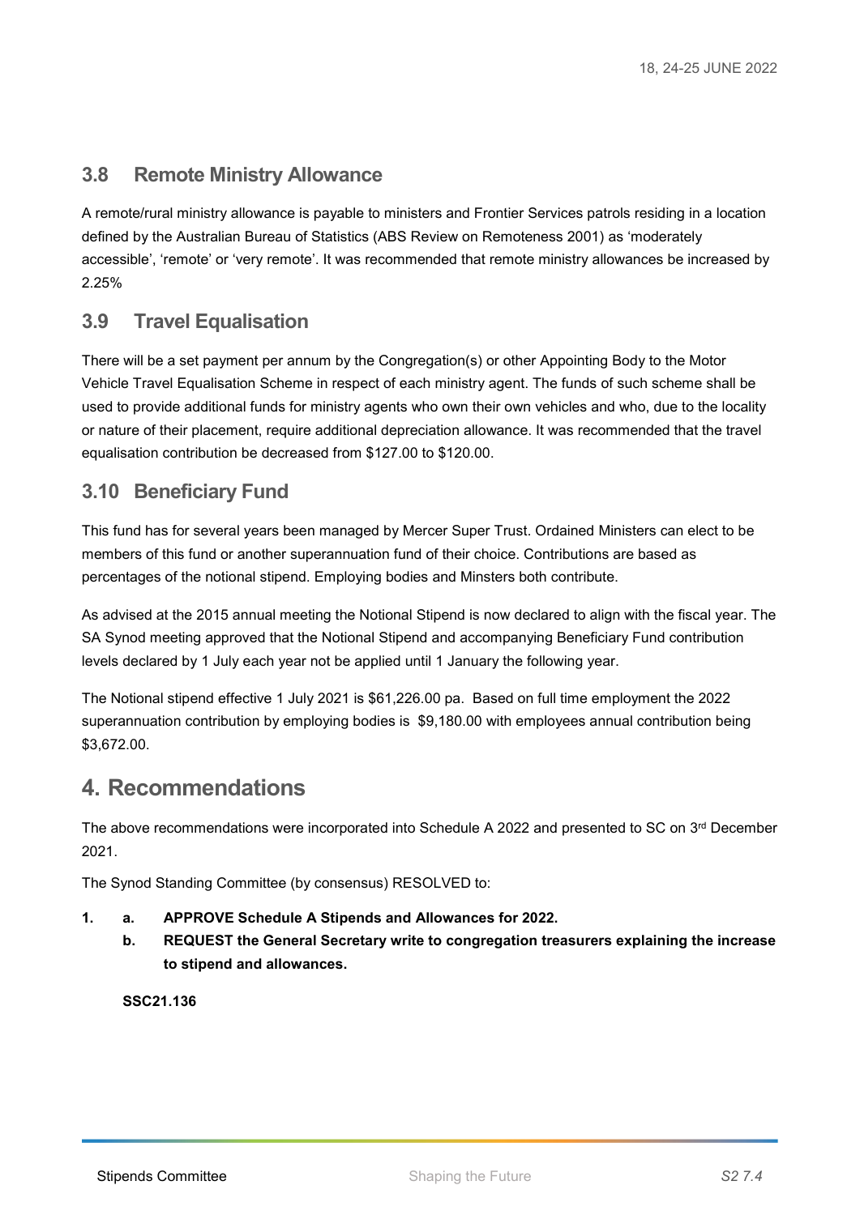## 3.8 Remote Ministry Allowance

A remote/rural ministry allowance is payable to ministers and Frontier Services patrols residing in a location defined by the Australian Bureau of Statistics (ABS Review on Remoteness 2001) as 'moderately accessible', 'remote' or 'very remote'. It was recommended that remote ministry allowances be increased by 2.25%

## 3.9 Travel Equalisation

There will be a set payment per annum by the Congregation(s) or other Appointing Body to the Motor Vehicle Travel Equalisation Scheme in respect of each ministry agent. The funds of such scheme shall be used to provide additional funds for ministry agents who own their own vehicles and who, due to the locality or nature of their placement, require additional depreciation allowance. It was recommended that the travel equalisation contribution be decreased from $127.00 to $120.00.

## 3.10 Beneficiary Fund

This fund has for several years been managed by Mercer Super Trust. Ordained Ministers can elect to be members of this fund or another superannuation fund of their choice. Contributions are based as percentages of the notional stipend. Employing bodies and Minsters both contribute.

As advised at the 2015 annual meeting the Notional Stipend is now declared to align with the fiscal year. The SA Synod meeting approved that the Notional Stipend and accompanying Beneficiary Fund contribution levels declared by 1 July each year not be applied until 1 January the following year.

The Notional stipend effective 1 July 2021 is $61,226.00 pa. Based on full time employment the 2022 superannuation contribution by employing bodies is $9,180.00 with employees annual contribution being $3,672.00.

# 4. Recommendations

The above recommendations were incorporated into Schedule A 2022 and presented to SC on 3rd December 2021.

The Synod Standing Committee (by consensus) RESOLVED to:

1. a. **APPROVE Schedule A Stipends and Allowances for 2022.**
   b. **REQUEST the General Secretary write to congregation treasurers explaining the increase to stipend and allowances.**

   **SSC21.136**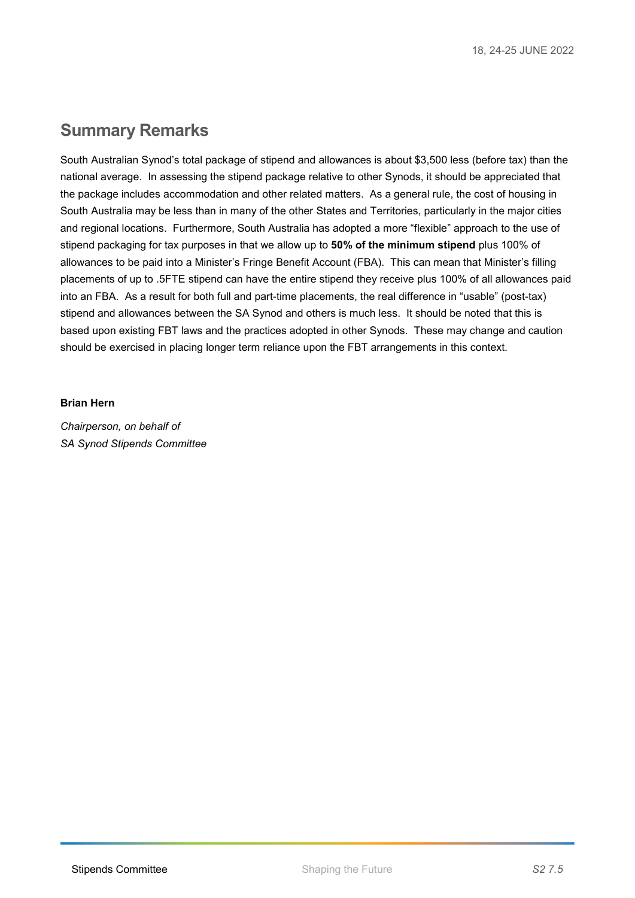## Summary Remarks

South Australian Synod's total package of stipend and allowances is about $3,500 less (before tax) than the national average. In assessing the stipend package relative to other Synods, it should be appreciated that the package includes accommodation and other related matters. As a general rule, the cost of housing in South Australia may be less than in many of the other States and Territories, particularly in the major cities and regional locations. Furthermore, South Australia has adopted a more "flexible" approach to the use of stipend packaging for tax purposes in that we allow up to **50% of the minimum stipend** plus 100% of allowances to be paid into a Minister's Fringe Benefit Account (FBA). This can mean that Minister's filling placements of up to .5FTE stipend can have the entire stipend they receive plus 100% of all allowances paid into an FBA. As a result for both full and part-time placements, the real difference in "usable" (post-tax) stipend and allowances between the SA Synod and others is much less. It should be noted that this is based upon existing FBT laws and the practices adopted in other Synods. These may change and caution should be exercised in placing longer term reliance upon the FBT arrangements in this context.

**Brian Hern**

*Chairperson, on behalf of*
*SA Synod Stipends Committee*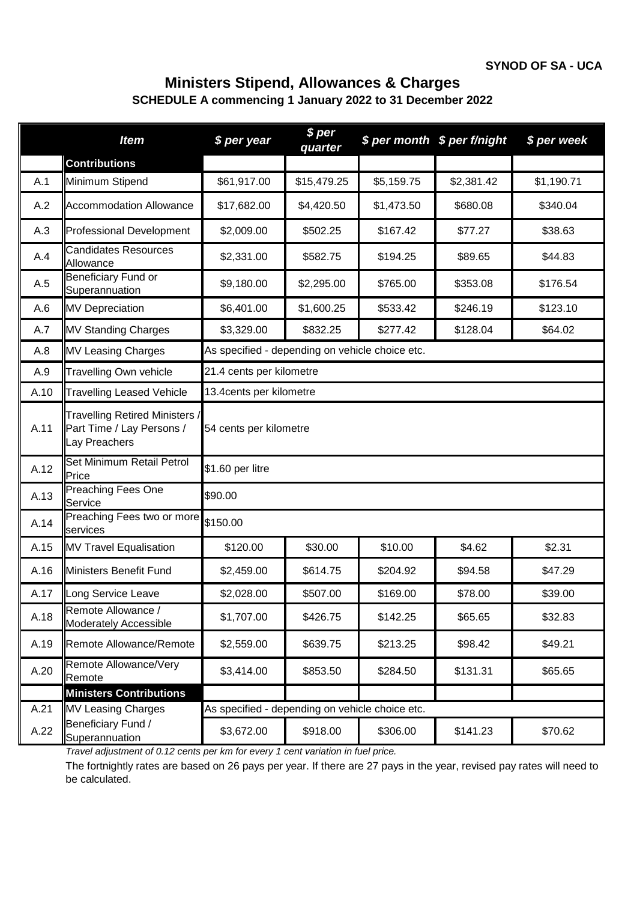**SYNOD OF SA - UCA**

# Ministers Stipend, Allowances & Charges

## SCHEDULE A commencing 1 January 2022 to 31 December 2022

| | Item | $ per year | $ per quarter | $ per month | $ per f/night | $ per week |
|---|---|---|---|---|---|---|
| | **Contributions** | | | | | |
| A.1 | Minimum Stipend | $61,917.00 | $15,479.25 | $5,159.75 | $2,381.42 | $1,190.71 |
| A.2 | Accommodation Allowance | $17,682.00 | $4,420.50 | $1,473.50 | $680.08 | $340.04 |
| A.3 | Professional Development | $2,009.00 | $502.25 | $167.42 | $77.27 | $38.63 |
| A.4 | Candidates Resources Allowance | $2,331.00 | $582.75 | $194.25 | $89.65 | $44.83 |
| A.5 | Beneficiary Fund or Superannuation | $9,180.00 | $2,295.00 | $765.00 | $353.08 | $176.54 |
| A.6 | MV Depreciation | $6,401.00 | $1,600.25 | $533.42 | $246.19 | $123.10 |
| A.7 | MV Standing Charges | $3,329.00 | $832.25 | $277.42 | $128.04 | $64.02 |
| A.8 | MV Leasing Charges | As specified - depending on vehicle choice etc. | | | | |
| A.9 | Travelling Own vehicle | 21.4 cents per kilometre | | | | |
| A.10 | Travelling Leased Vehicle | 13.4cents per kilometre | | | | |
| A.11 | Travelling Retired Ministers / Part Time / Lay Persons / Lay Preachers | 54 cents per kilometre | | | | |
| A.12 | Set Minimum Retail Petrol Price | $1.60 per litre | | | | |
| A.13 | Preaching Fees One Service | $90.00 | | | | |
| A.14 | Preaching Fees two or more services | $150.00 | | | | |
| A.15 | MV Travel Equalisation | $120.00 | $30.00 | $10.00 | $4.62 | $2.31 |
| A.16 | Ministers Benefit Fund | $2,459.00 | $614.75 | $204.92 | $94.58 | $47.29 |
| A.17 | Long Service Leave | $2,028.00 | $507.00 | $169.00 | $78.00 | $39.00 |
| A.18 | Remote Allowance / Moderately Accessible | $1,707.00 | $426.75 | $142.25 | $65.65 | $32.83 |
| A.19 | Remote Allowance/Remote | $2,559.00 | $639.75 | $213.25 | $98.42 | $49.21 |
| A.20 | Remote Allowance/Very Remote | $3,414.00 | $853.50 | $284.50 | $131.31 | $65.65 |
| | **Ministers Contributions** | | | | | |
| A.21 | MV Leasing Charges | As specified - depending on vehicle choice etc. | | | | |
| A.22 | Beneficiary Fund / Superannuation | $3,672.00 | $918.00 | $306.00 | $141.23 | $70.62 |

*Travel adjustment of 0.12 cents per km for every 1 cent variation in fuel price.*

The fortnightly rates are based on 26 pays per year. If there are 27 pays in the year, revised pay rates will need to be calculated.